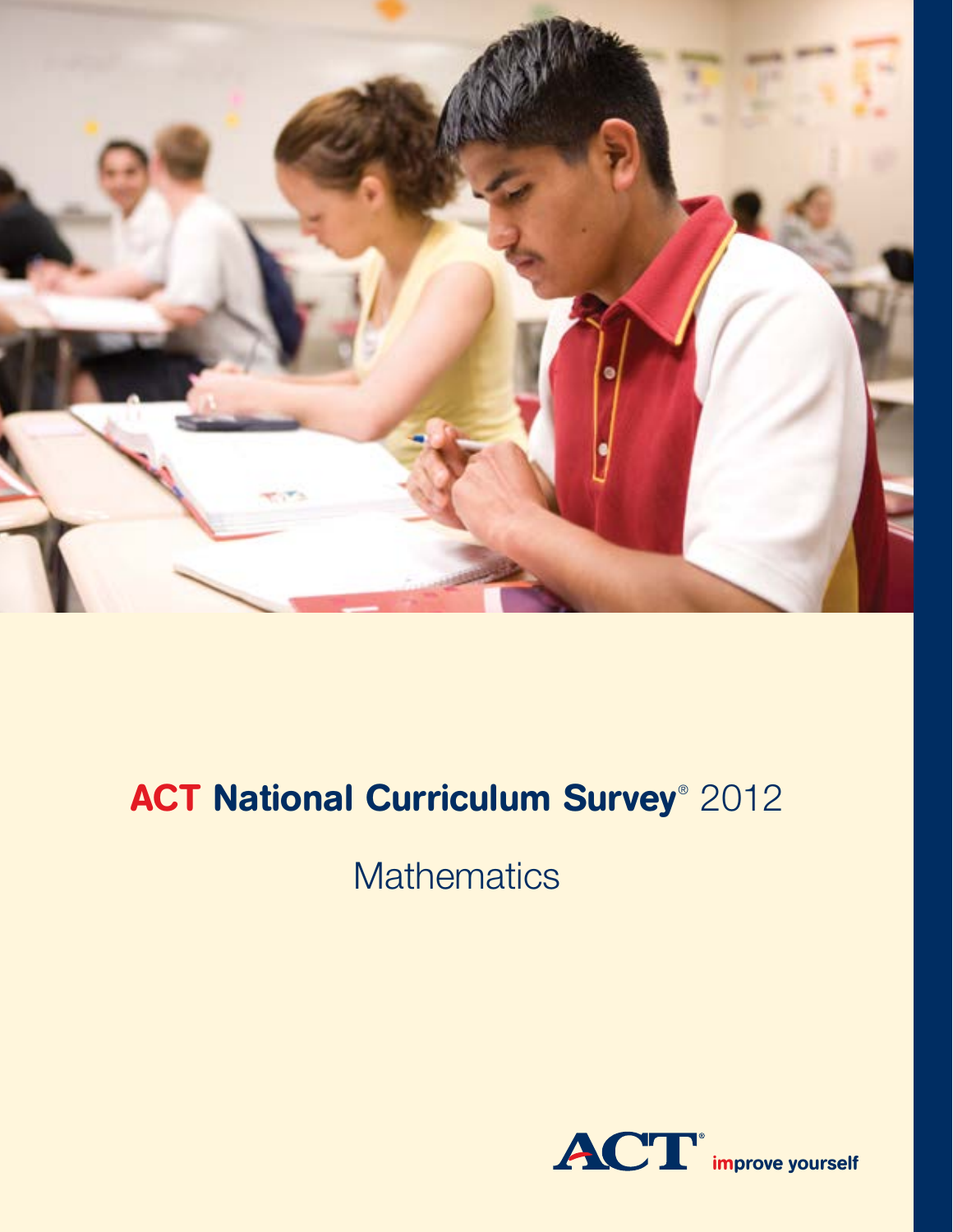# ACT National Curriculum Survey® 2012

## Mathematics

ACT® improve yourself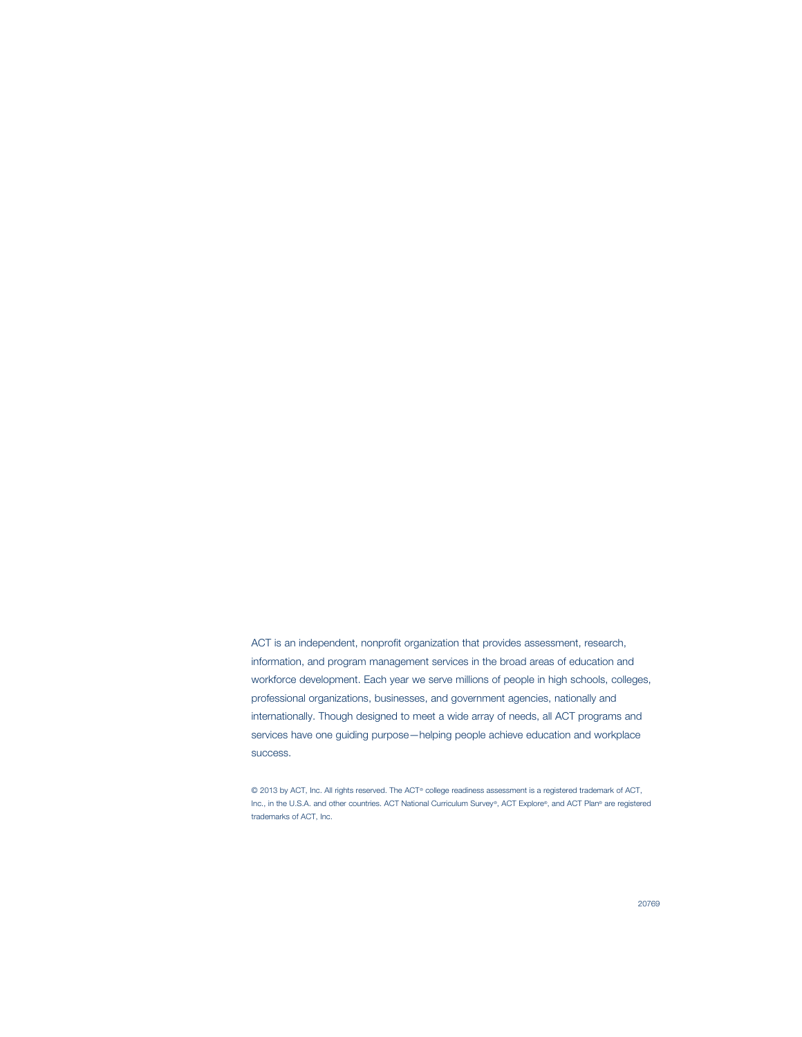ACT is an independent, nonprofit organization that provides assessment, research, information, and program management services in the broad areas of education and workforce development. Each year we serve millions of people in high schools, colleges, professional organizations, businesses, and government agencies, nationally and internationally. Though designed to meet a wide array of needs, all ACT programs and services have one guiding purpose—helping people achieve education and workplace success.

© 2013 by ACT, Inc. All rights reserved. The ACT® college readiness assessment is a registered trademark of ACT, Inc., in the U.S.A. and other countries. ACT National Curriculum Survey®, ACT Explore®, and ACT Plan® are registered trademarks of ACT, Inc.

20769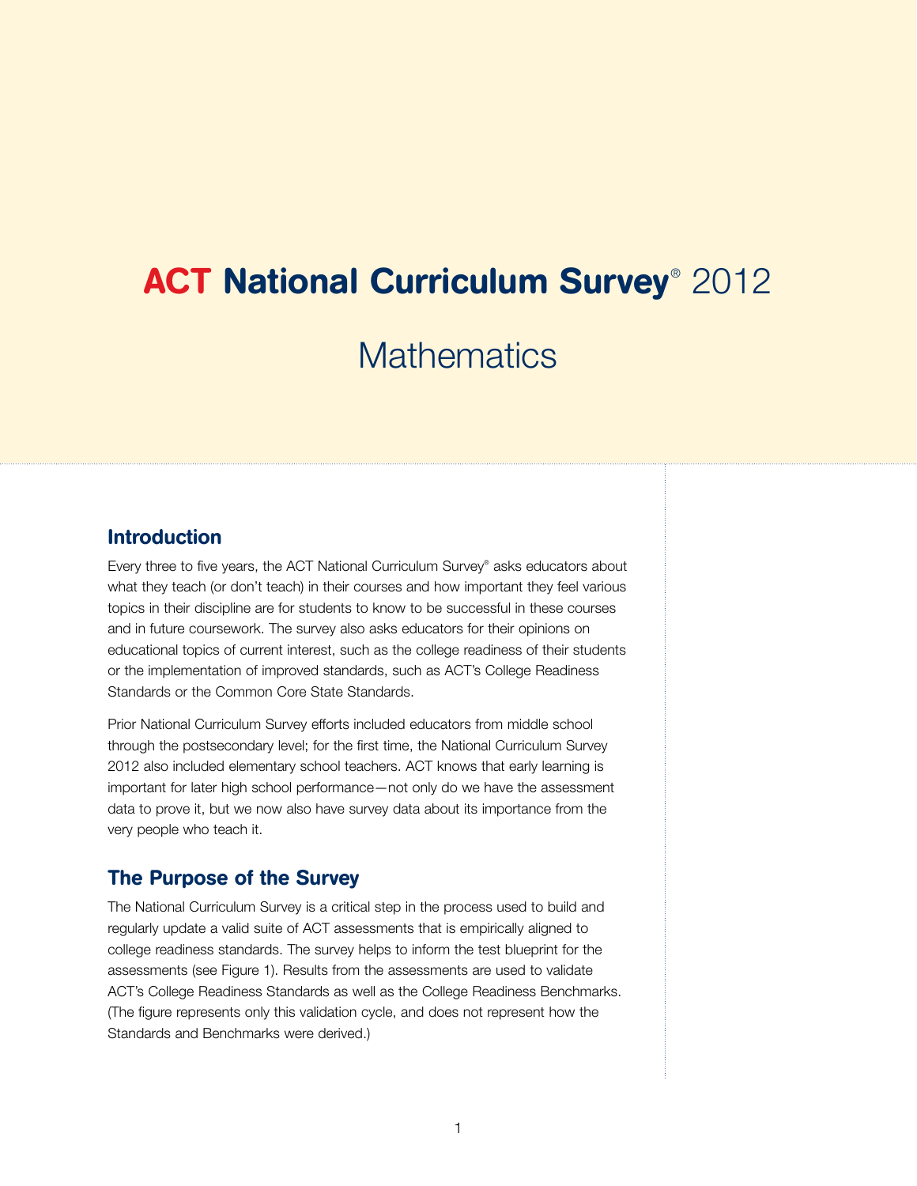# ACT National Curriculum Survey® 2012

## Mathematics

## Introduction

Every three to five years, the ACT National Curriculum Survey® asks educators about what they teach (or don't teach) in their courses and how important they feel various topics in their discipline are for students to know to be successful in these courses and in future coursework. The survey also asks educators for their opinions on educational topics of current interest, such as the college readiness of their students or the implementation of improved standards, such as ACT's College Readiness Standards or the Common Core State Standards.

Prior National Curriculum Survey efforts included educators from middle school through the postsecondary level; for the first time, the National Curriculum Survey 2012 also included elementary school teachers. ACT knows that early learning is important for later high school performance—not only do we have the assessment data to prove it, but we now also have survey data about its importance from the very people who teach it.

## The Purpose of the Survey

The National Curriculum Survey is a critical step in the process used to build and regularly update a valid suite of ACT assessments that is empirically aligned to college readiness standards. The survey helps to inform the test blueprint for the assessments (see Figure 1). Results from the assessments are used to validate ACT's College Readiness Standards as well as the College Readiness Benchmarks. (The figure represents only this validation cycle, and does not represent how the Standards and Benchmarks were derived.)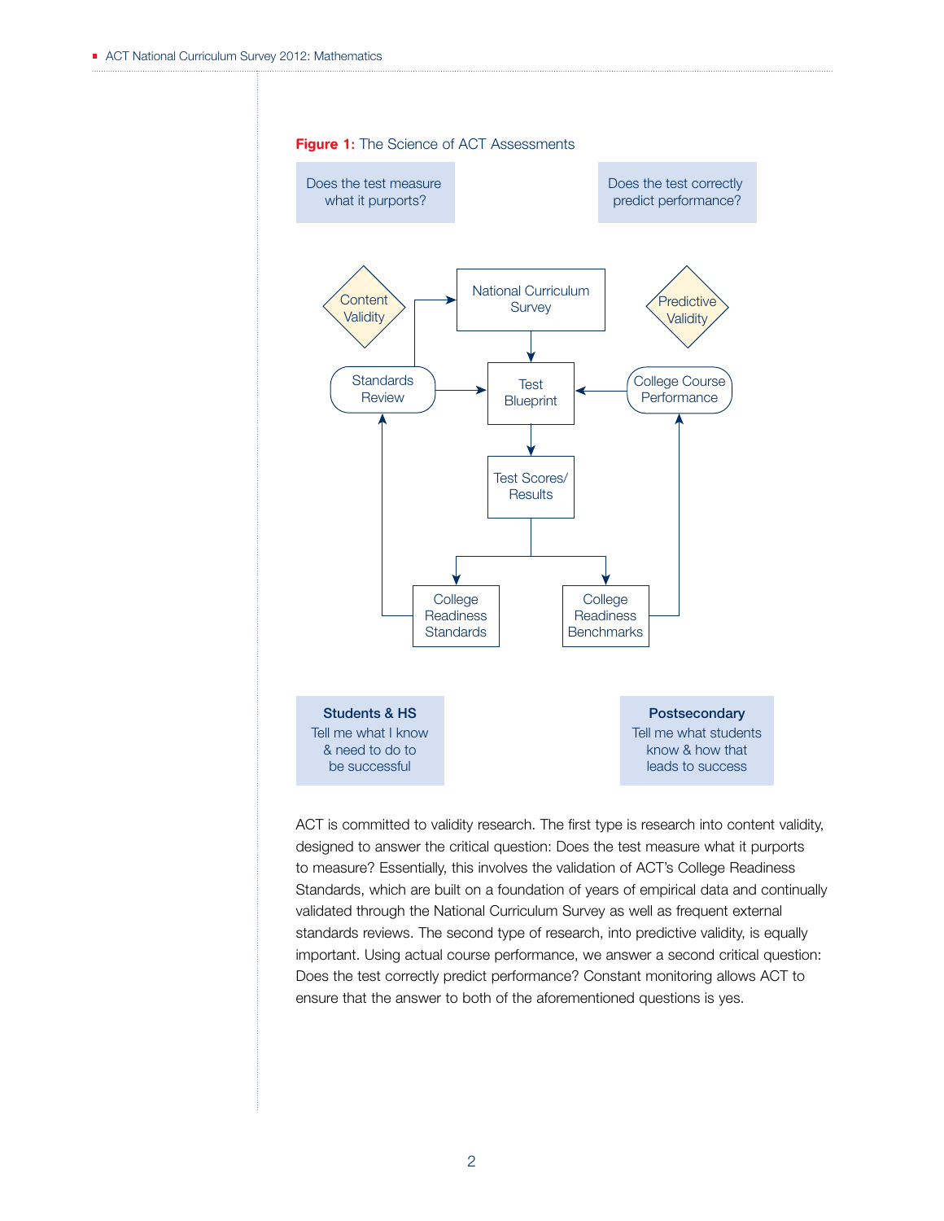**Figure 1:** The Science of ACT Assessments

Does the test measure what it purports?

Does the test correctly predict performance?

Content Validity

National Curriculum Survey

Predictive Validity

Standards Review

Test Blueprint

College Course Performance

Test Scores/ Results

College Readiness Standards

College Readiness Benchmarks

**Students & HS**
Tell me what I know & need to do to be successful

**Postsecondary**
Tell me what students know & how that leads to success

ACT is committed to validity research. The first type is research into content validity, designed to answer the critical question: Does the test measure what it purports to measure? Essentially, this involves the validation of ACT's College Readiness Standards, which are built on a foundation of years of empirical data and continually validated through the National Curriculum Survey as well as frequent external standards reviews. The second type of research, into predictive validity, is equally important. Using actual course performance, we answer a second critical question: Does the test correctly predict performance? Constant monitoring allows ACT to ensure that the answer to both of the aforementioned questions is yes.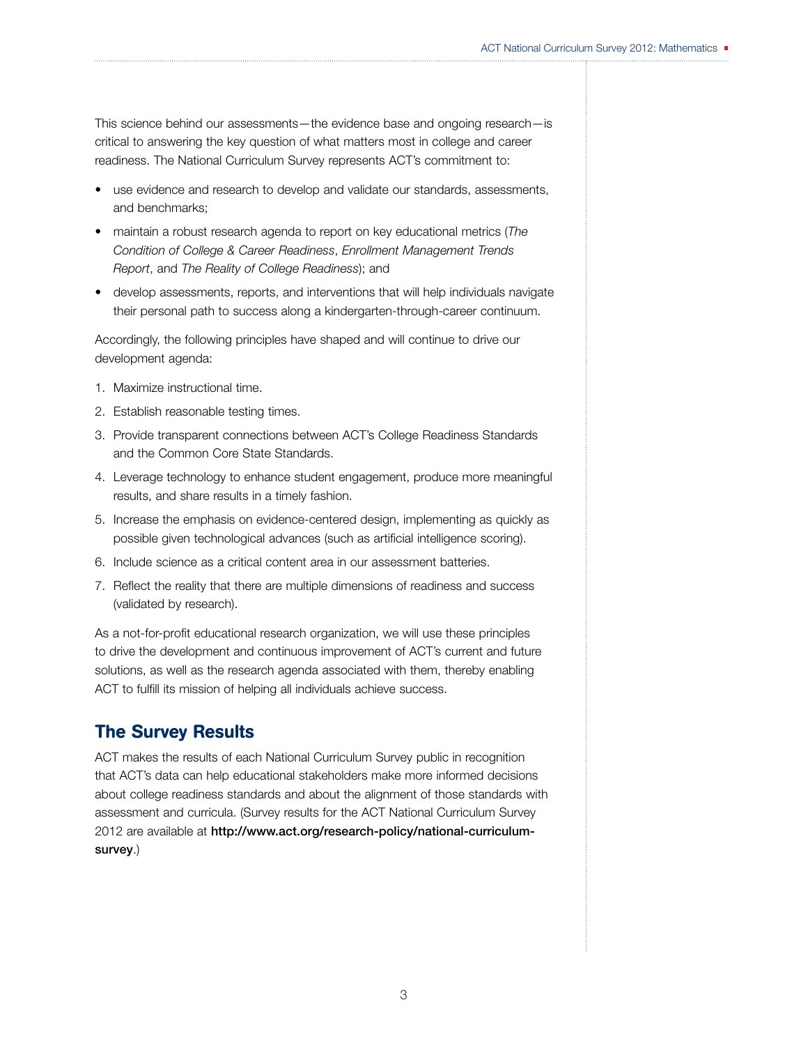This science behind our assessments—the evidence base and ongoing research—is critical to answering the key question of what matters most in college and career readiness. The National Curriculum Survey represents ACT's commitment to:

- use evidence and research to develop and validate our standards, assessments, and benchmarks;
- maintain a robust research agenda to report on key educational metrics (*The Condition of College & Career Readiness*, *Enrollment Management Trends Report*, and *The Reality of College Readiness*); and
- develop assessments, reports, and interventions that will help individuals navigate their personal path to success along a kindergarten-through-career continuum.

Accordingly, the following principles have shaped and will continue to drive our development agenda:

1. Maximize instructional time.
2. Establish reasonable testing times.
3. Provide transparent connections between ACT's College Readiness Standards and the Common Core State Standards.
4. Leverage technology to enhance student engagement, produce more meaningful results, and share results in a timely fashion.
5. Increase the emphasis on evidence-centered design, implementing as quickly as possible given technological advances (such as artificial intelligence scoring).
6. Include science as a critical content area in our assessment batteries.
7. Reflect the reality that there are multiple dimensions of readiness and success (validated by research).

As a not-for-profit educational research organization, we will use these principles to drive the development and continuous improvement of ACT's current and future solutions, as well as the research agenda associated with them, thereby enabling ACT to fulfill its mission of helping all individuals achieve success.

## The Survey Results

ACT makes the results of each National Curriculum Survey public in recognition that ACT's data can help educational stakeholders make more informed decisions about college readiness standards and about the alignment of those standards with assessment and curricula. (Survey results for the ACT National Curriculum Survey 2012 are available at **http://www.act.org/research-policy/national-curriculum-survey**.)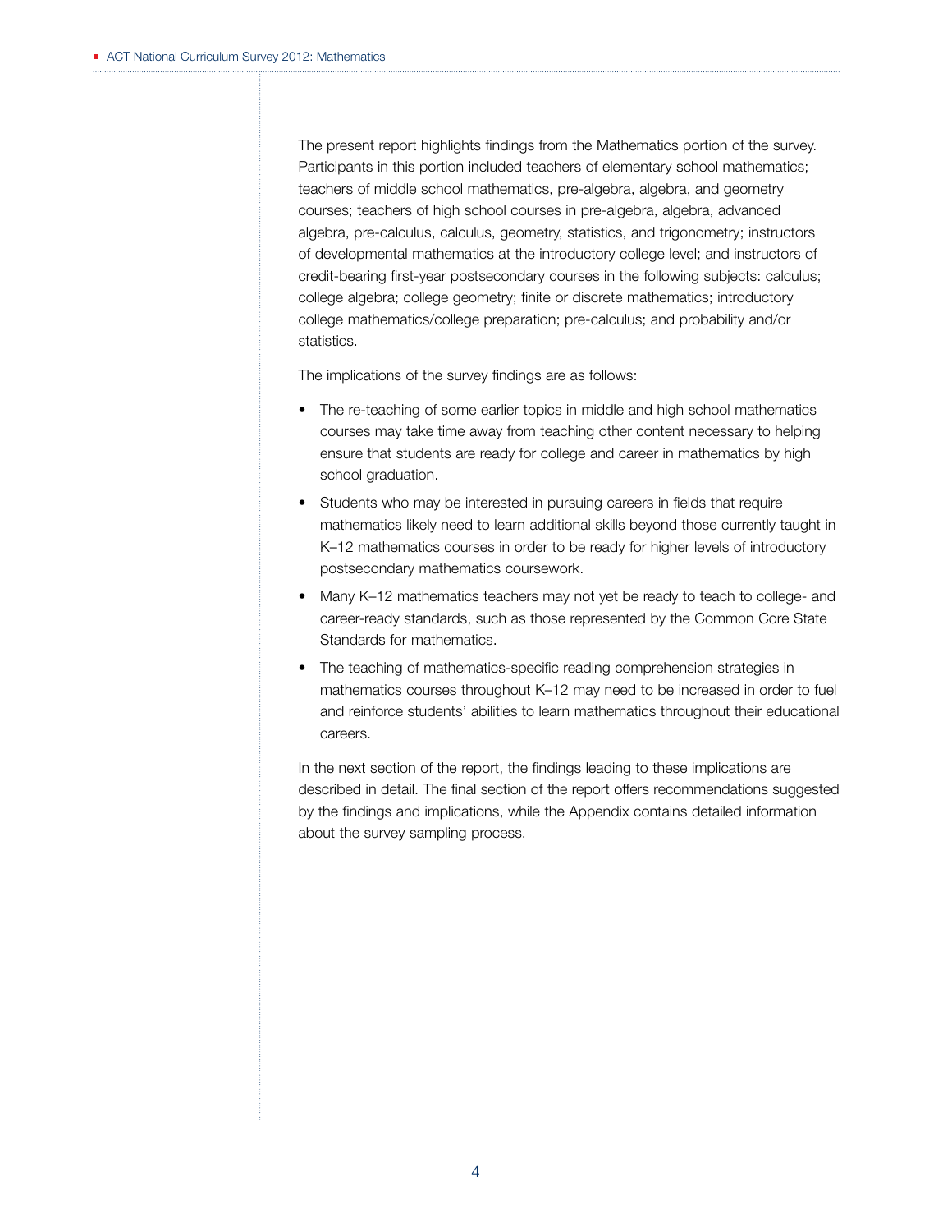The present report highlights findings from the Mathematics portion of the survey. Participants in this portion included teachers of elementary school mathematics; teachers of middle school mathematics, pre-algebra, algebra, and geometry courses; teachers of high school courses in pre-algebra, algebra, advanced algebra, pre-calculus, calculus, geometry, statistics, and trigonometry; instructors of developmental mathematics at the introductory college level; and instructors of credit-bearing first-year postsecondary courses in the following subjects: calculus; college algebra; college geometry; finite or discrete mathematics; introductory college mathematics/college preparation; pre-calculus; and probability and/or statistics.

The implications of the survey findings are as follows:

- The re-teaching of some earlier topics in middle and high school mathematics courses may take time away from teaching other content necessary to helping ensure that students are ready for college and career in mathematics by high school graduation.
- Students who may be interested in pursuing careers in fields that require mathematics likely need to learn additional skills beyond those currently taught in K–12 mathematics courses in order to be ready for higher levels of introductory postsecondary mathematics coursework.
- Many K–12 mathematics teachers may not yet be ready to teach to college- and career-ready standards, such as those represented by the Common Core State Standards for mathematics.
- The teaching of mathematics-specific reading comprehension strategies in mathematics courses throughout K–12 may need to be increased in order to fuel and reinforce students' abilities to learn mathematics throughout their educational careers.

In the next section of the report, the findings leading to these implications are described in detail. The final section of the report offers recommendations suggested by the findings and implications, while the Appendix contains detailed information about the survey sampling process.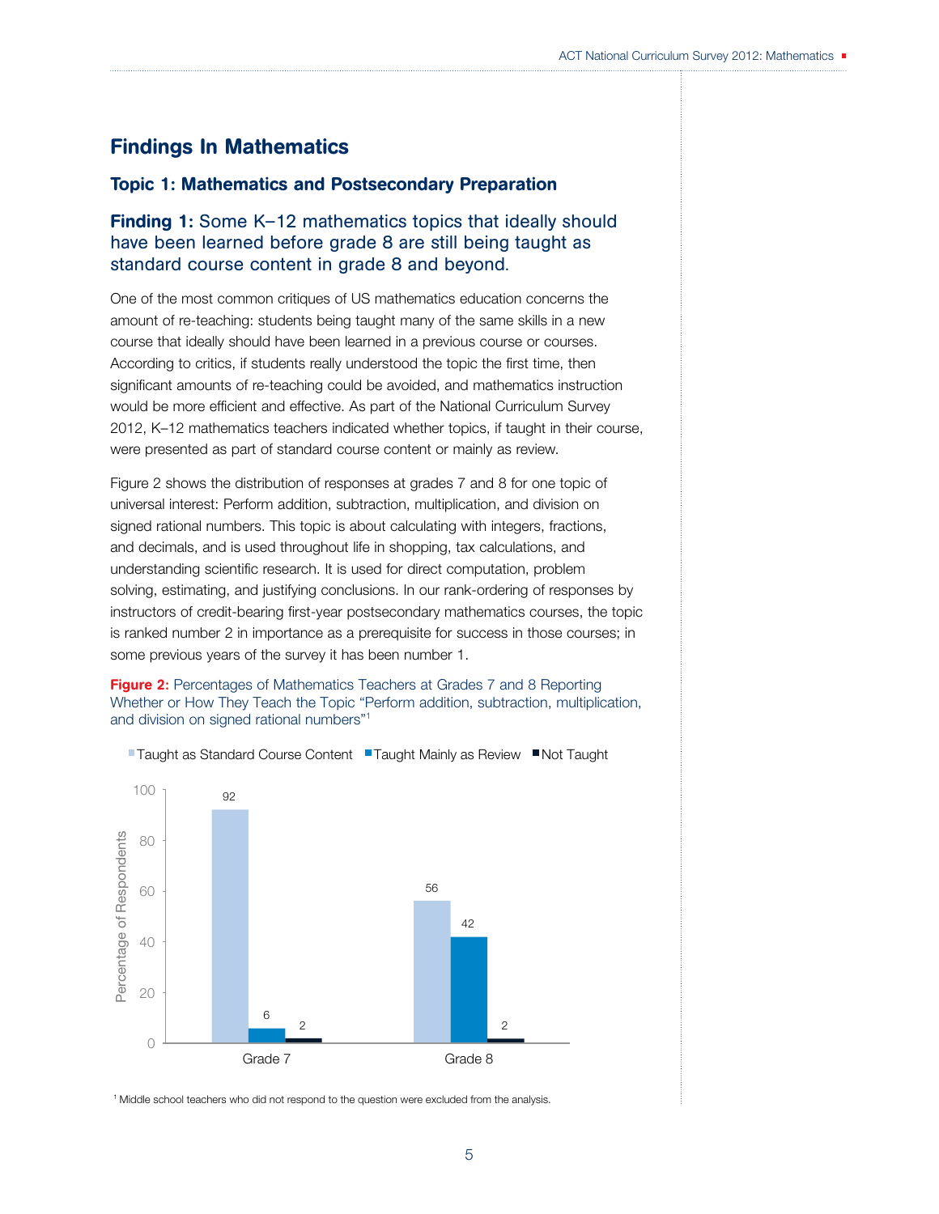# Findings In Mathematics

## Topic 1: Mathematics and Postsecondary Preparation

### **Finding 1:** Some K–12 mathematics topics that ideally should have been learned before grade 8 are still being taught as standard course content in grade 8 and beyond.

One of the most common critiques of US mathematics education concerns the amount of re-teaching: students being taught many of the same skills in a new course that ideally should have been learned in a previous course or courses. According to critics, if students really understood the topic the first time, then significant amounts of re-teaching could be avoided, and mathematics instruction would be more efficient and effective. As part of the National Curriculum Survey 2012, K–12 mathematics teachers indicated whether topics, if taught in their course, were presented as part of standard course content or mainly as review.

Figure 2 shows the distribution of responses at grades 7 and 8 for one topic of universal interest: Perform addition, subtraction, multiplication, and division on signed rational numbers. This topic is about calculating with integers, fractions, and decimals, and is used throughout life in shopping, tax calculations, and understanding scientific research. It is used for direct computation, problem solving, estimating, and justifying conclusions. In our rank-ordering of responses by instructors of credit-bearing first-year postsecondary mathematics courses, the topic is ranked number 2 in importance as a prerequisite for success in those courses; in some previous years of the survey it has been number 1.

**Figure 2:** Percentages of Mathematics Teachers at Grades 7 and 8 Reporting Whether or How They Teach the Topic "Perform addition, subtraction, multiplication, and division on signed rational numbers"[1]

| | Taught as Standard Course Content | Taught Mainly as Review | Not Taught |
|---|---|---|---|
| Grade 7 | 92 | 6 | 2 |
| Grade 8 | 56 | 42 | 2 |

Percentage of Respondents

[1] Middle school teachers who did not respond to the question were excluded from the analysis.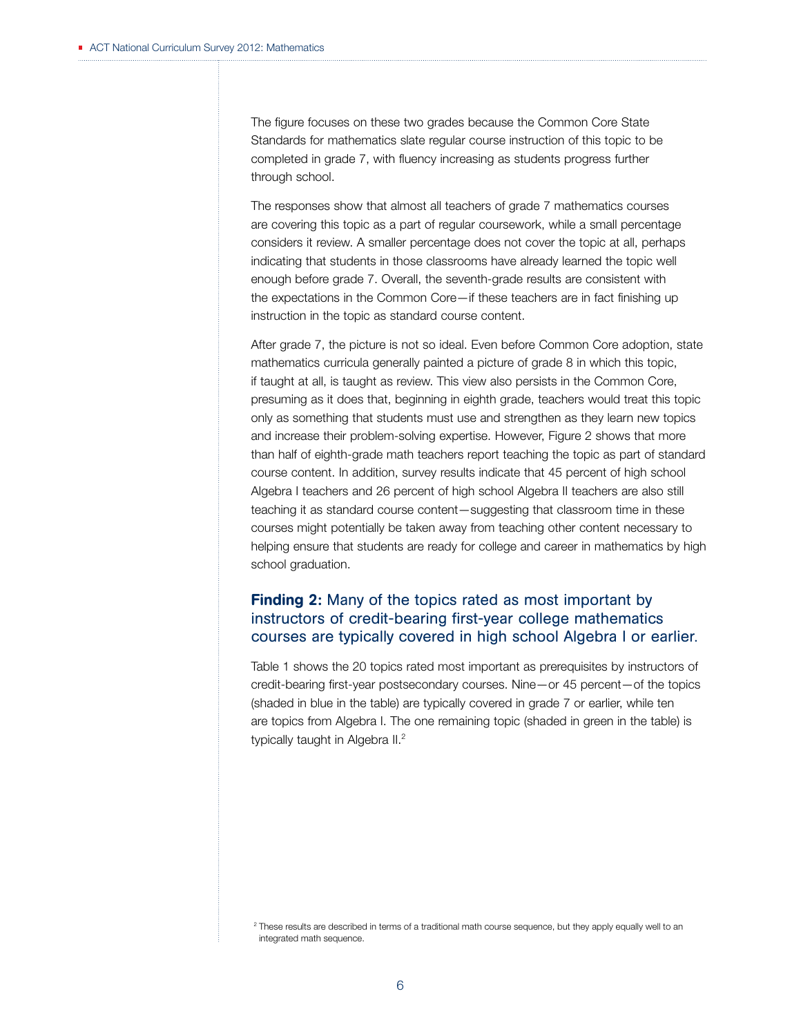The figure focuses on these two grades because the Common Core State Standards for mathematics slate regular course instruction of this topic to be completed in grade 7, with fluency increasing as students progress further through school.

The responses show that almost all teachers of grade 7 mathematics courses are covering this topic as a part of regular coursework, while a small percentage considers it review. A smaller percentage does not cover the topic at all, perhaps indicating that students in those classrooms have already learned the topic well enough before grade 7. Overall, the seventh-grade results are consistent with the expectations in the Common Core—if these teachers are in fact finishing up instruction in the topic as standard course content.

After grade 7, the picture is not so ideal. Even before Common Core adoption, state mathematics curricula generally painted a picture of grade 8 in which this topic, if taught at all, is taught as review. This view also persists in the Common Core, presuming as it does that, beginning in eighth grade, teachers would treat this topic only as something that students must use and strengthen as they learn new topics and increase their problem-solving expertise. However, Figure 2 shows that more than half of eighth-grade math teachers report teaching the topic as part of standard course content. In addition, survey results indicate that 45 percent of high school Algebra I teachers and 26 percent of high school Algebra II teachers are also still teaching it as standard course content—suggesting that classroom time in these courses might potentially be taken away from teaching other content necessary to helping ensure that students are ready for college and career in mathematics by high school graduation.

### **Finding 2:** Many of the topics rated as most important by instructors of credit-bearing first-year college mathematics courses are typically covered in high school Algebra I or earlier.

Table 1 shows the 20 topics rated most important as prerequisites by instructors of credit-bearing first-year postsecondary courses. Nine—or 45 percent—of the topics (shaded in blue in the table) are typically covered in grade 7 or earlier, while ten are topics from Algebra I. The one remaining topic (shaded in green in the table) is typically taught in Algebra II.[2]

[2] These results are described in terms of a traditional math course sequence, but they apply equally well to an integrated math sequence.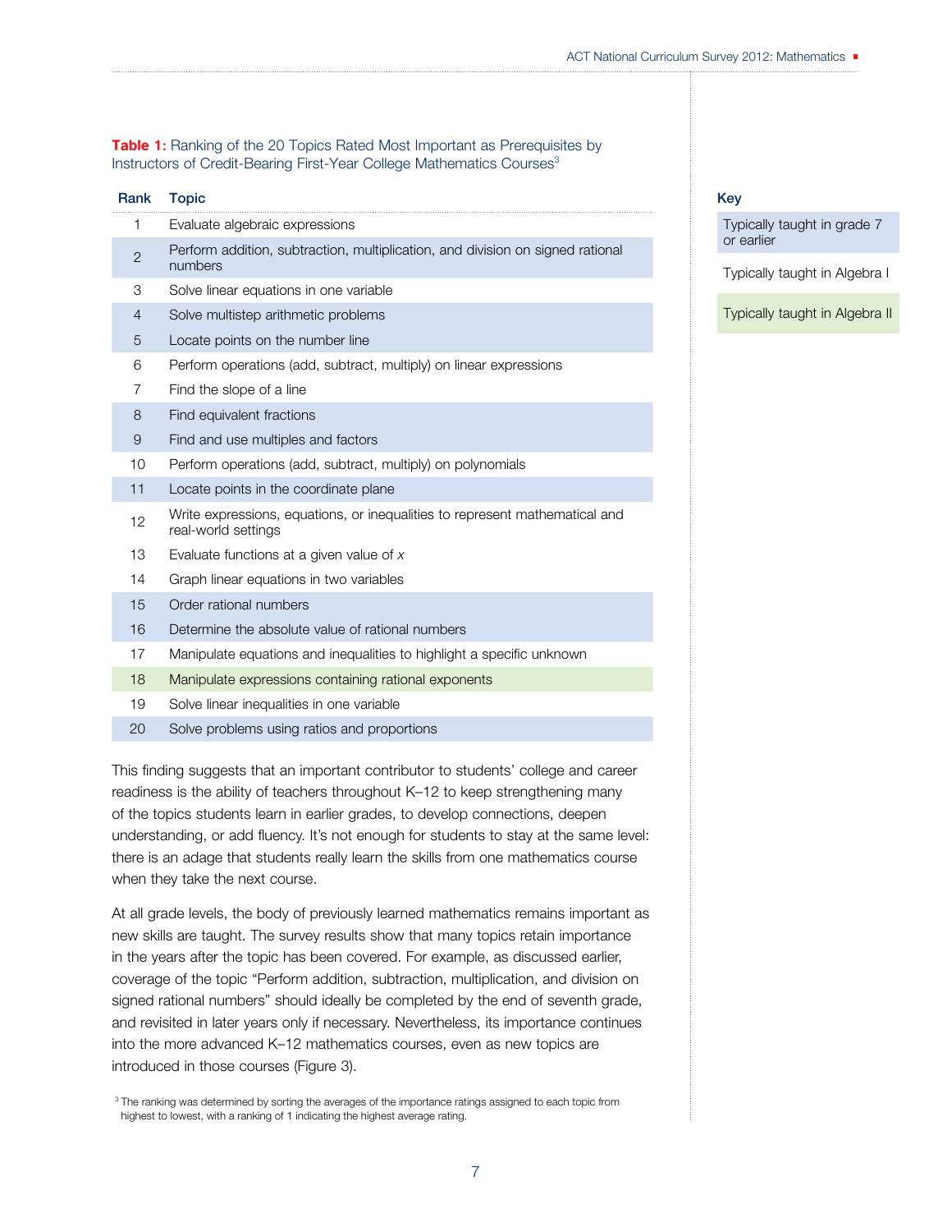**Table 1:** Ranking of the 20 Topics Rated Most Important as Prerequisites by Instructors of Credit-Bearing First-Year College Mathematics Courses[3]

| Rank | Topic |
|---|---|
| 1 | Evaluate algebraic expressions |
| 2 | Perform addition, subtraction, multiplication, and division on signed rational numbers |
| 3 | Solve linear equations in one variable |
| 4 | Solve multistep arithmetic problems |
| 5 | Locate points on the number line |
| 6 | Perform operations (add, subtract, multiply) on linear expressions |
| 7 | Find the slope of a line |
| 8 | Find equivalent fractions |
| 9 | Find and use multiples and factors |
| 10 | Perform operations (add, subtract, multiply) on polynomials |
| 11 | Locate points in the coordinate plane |
| 12 | Write expressions, equations, or inequalities to represent mathematical and real-world settings |
| 13 | Evaluate functions at a given value of $x$ |
| 14 | Graph linear equations in two variables |
| 15 | Order rational numbers |
| 16 | Determine the absolute value of rational numbers |
| 17 | Manipulate equations and inequalities to highlight a specific unknown |
| 18 | Manipulate expressions containing rational exponents |
| 19 | Solve linear inequalities in one variable |
| 20 | Solve problems using ratios and proportions |

**Key**

- Typically taught in grade 7 or earlier
- Typically taught in Algebra I
- Typically taught in Algebra II

This finding suggests that an important contributor to students' college and career readiness is the ability of teachers throughout K–12 to keep strengthening many of the topics students learn in earlier grades, to develop connections, deepen understanding, or add fluency. It's not enough for students to stay at the same level: there is an adage that students really learn the skills from one mathematics course when they take the next course.

At all grade levels, the body of previously learned mathematics remains important as new skills are taught. The survey results show that many topics retain importance in the years after the topic has been covered. For example, as discussed earlier, coverage of the topic "Perform addition, subtraction, multiplication, and division on signed rational numbers" should ideally be completed by the end of seventh grade, and revisited in later years only if necessary. Nevertheless, its importance continues into the more advanced K–12 mathematics courses, even as new topics are introduced in those courses (Figure 3).

[3] The ranking was determined by sorting the averages of the importance ratings assigned to each topic from highest to lowest, with a ranking of 1 indicating the highest average rating.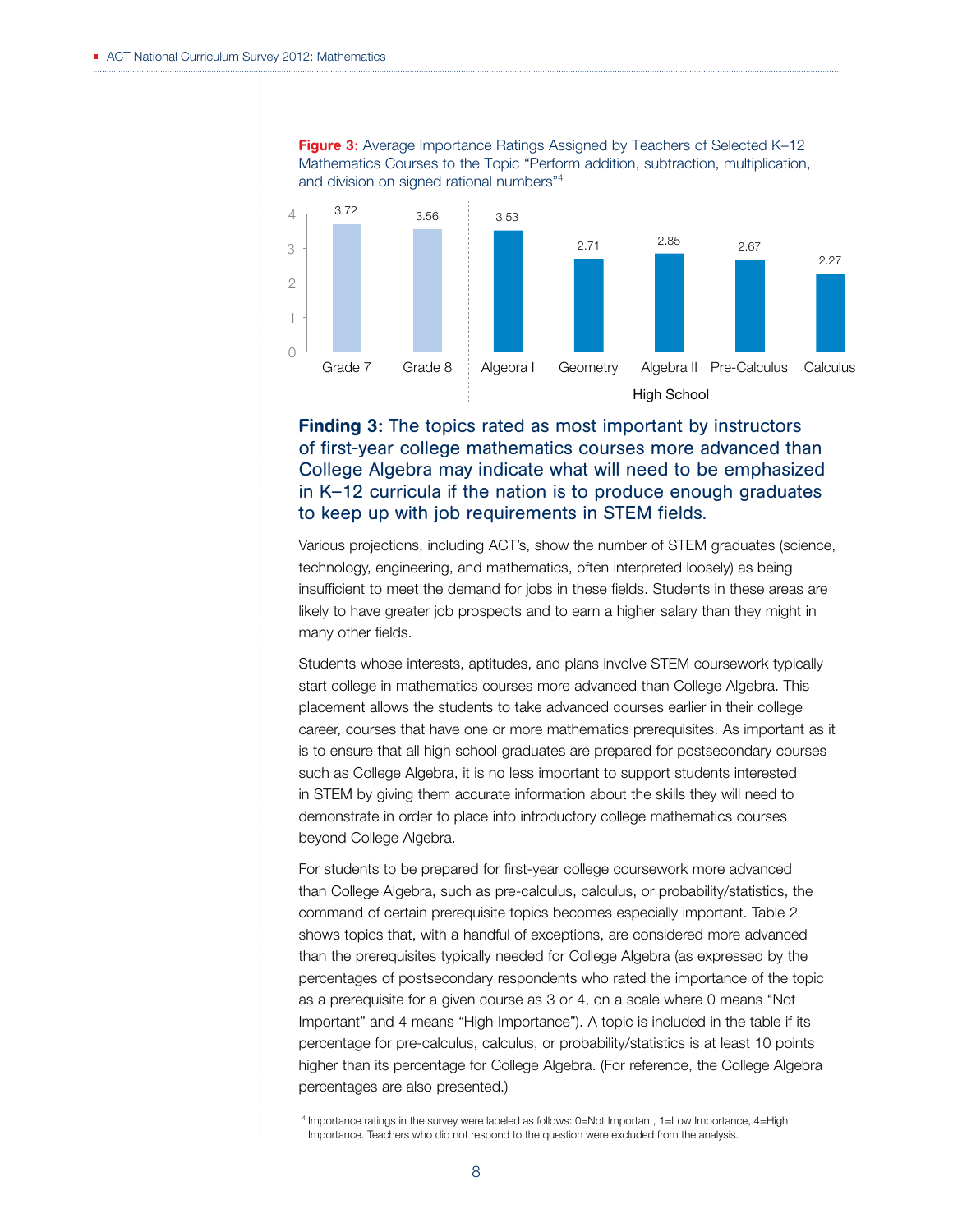**Figure 3:** Average Importance Ratings Assigned by Teachers of Selected K–12 Mathematics Courses to the Topic "Perform addition, subtraction, multiplication, and division on signed rational numbers"[4]

| Course | Average Importance Rating |
| --- | --- |
| Grade 7 | 3.72 |
| Grade 8 | 3.56 |
| Algebra I (High School) | 3.53 |
| Geometry (High School) | 2.71 |
| Algebra II (High School) | 2.85 |
| Pre-Calculus (High School) | 2.67 |
| Calculus (High School) | 2.27 |

## Finding 3: The topics rated as most important by instructors of first-year college mathematics courses more advanced than College Algebra may indicate what will need to be emphasized in K–12 curricula if the nation is to produce enough graduates to keep up with job requirements in STEM fields.

Various projections, including ACT's, show the number of STEM graduates (science, technology, engineering, and mathematics, often interpreted loosely) as being insufficient to meet the demand for jobs in these fields. Students in these areas are likely to have greater job prospects and to earn a higher salary than they might in many other fields.

Students whose interests, aptitudes, and plans involve STEM coursework typically start college in mathematics courses more advanced than College Algebra. This placement allows the students to take advanced courses earlier in their college career, courses that have one or more mathematics prerequisites. As important as it is to ensure that all high school graduates are prepared for postsecondary courses such as College Algebra, it is no less important to support students interested in STEM by giving them accurate information about the skills they will need to demonstrate in order to place into introductory college mathematics courses beyond College Algebra.

For students to be prepared for first-year college coursework more advanced than College Algebra, such as pre-calculus, calculus, or probability/statistics, the command of certain prerequisite topics becomes especially important. Table 2 shows topics that, with a handful of exceptions, are considered more advanced than the prerequisites typically needed for College Algebra (as expressed by the percentages of postsecondary respondents who rated the importance of the topic as a prerequisite for a given course as 3 or 4, on a scale where 0 means "Not Important" and 4 means "High Importance"). A topic is included in the table if its percentage for pre-calculus, calculus, or probability/statistics is at least 10 points higher than its percentage for College Algebra. (For reference, the College Algebra percentages are also presented.)

[4] Importance ratings in the survey were labeled as follows: 0=Not Important, 1=Low Importance, 4=High Importance. Teachers who did not respond to the question were excluded from the analysis.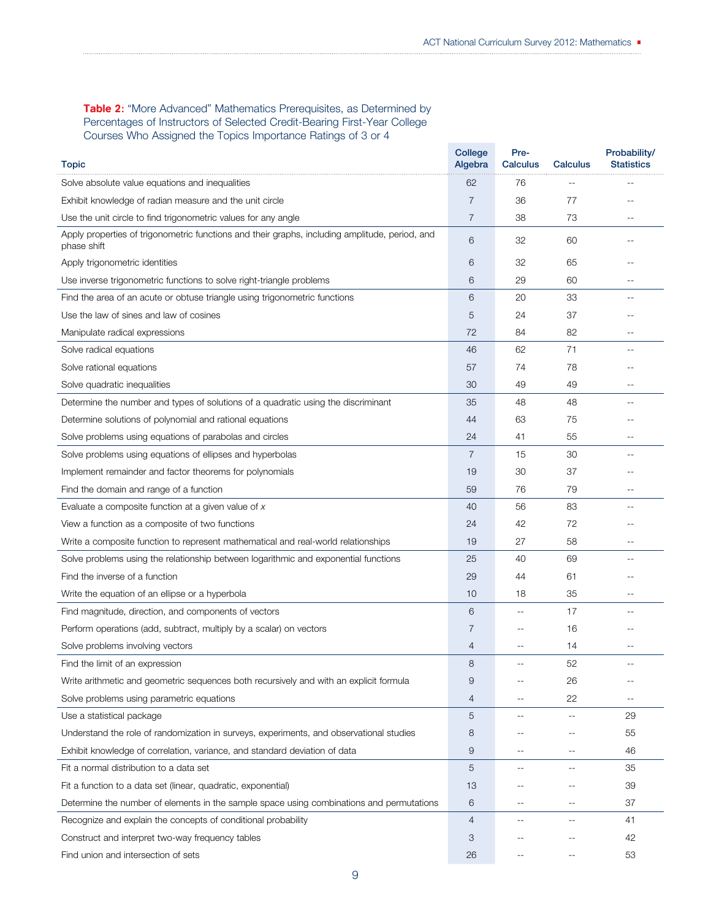**Table 2:** "More Advanced" Mathematics Prerequisites, as Determined by Percentages of Instructors of Selected Credit-Bearing First-Year College Courses Who Assigned the Topics Importance Ratings of 3 or 4

| Topic | College Algebra | Pre-Calculus | Calculus | Probability/ Statistics |
|---|---|---|---|---|
| Solve absolute value equations and inequalities | 62 | 76 | -- | -- |
| Exhibit knowledge of radian measure and the unit circle | 7 | 36 | 77 | -- |
| Use the unit circle to find trigonometric values for any angle | 7 | 38 | 73 | -- |
| Apply properties of trigonometric functions and their graphs, including amplitude, period, and phase shift | 6 | 32 | 60 | -- |
| Apply trigonometric identities | 6 | 32 | 65 | -- |
| Use inverse trigonometric functions to solve right-triangle problems | 6 | 29 | 60 | -- |
| Find the area of an acute or obtuse triangle using trigonometric functions | 6 | 20 | 33 | -- |
| Use the law of sines and law of cosines | 5 | 24 | 37 | -- |
| Manipulate radical expressions | 72 | 84 | 82 | -- |
| Solve radical equations | 46 | 62 | 71 | -- |
| Solve rational equations | 57 | 74 | 78 | -- |
| Solve quadratic inequalities | 30 | 49 | 49 | -- |
| Determine the number and types of solutions of a quadratic using the discriminant | 35 | 48 | 48 | -- |
| Determine solutions of polynomial and rational equations | 44 | 63 | 75 | -- |
| Solve problems using equations of parabolas and circles | 24 | 41 | 55 | -- |
| Solve problems using equations of ellipses and hyperbolas | 7 | 15 | 30 | -- |
| Implement remainder and factor theorems for polynomials | 19 | 30 | 37 | -- |
| Find the domain and range of a function | 59 | 76 | 79 | -- |
| Evaluate a composite function at a given value of $x$ | 40 | 56 | 83 | -- |
| View a function as a composite of two functions | 24 | 42 | 72 | -- |
| Write a composite function to represent mathematical and real-world relationships | 19 | 27 | 58 | -- |
| Solve problems using the relationship between logarithmic and exponential functions | 25 | 40 | 69 | -- |
| Find the inverse of a function | 29 | 44 | 61 | -- |
| Write the equation of an ellipse or a hyperbola | 10 | 18 | 35 | -- |
| Find magnitude, direction, and components of vectors | 6 | -- | 17 | -- |
| Perform operations (add, subtract, multiply by a scalar) on vectors | 7 | -- | 16 | -- |
| Solve problems involving vectors | 4 | -- | 14 | -- |
| Find the limit of an expression | 8 | -- | 52 | -- |
| Write arithmetic and geometric sequences both recursively and with an explicit formula | 9 | -- | 26 | -- |
| Solve problems using parametric equations | 4 | -- | 22 | -- |
| Use a statistical package | 5 | -- | -- | 29 |
| Understand the role of randomization in surveys, experiments, and observational studies | 8 | -- | -- | 55 |
| Exhibit knowledge of correlation, variance, and standard deviation of data | 9 | -- | -- | 46 |
| Fit a normal distribution to a data set | 5 | -- | -- | 35 |
| Fit a function to a data set (linear, quadratic, exponential) | 13 | -- | -- | 39 |
| Determine the number of elements in the sample space using combinations and permutations | 6 | -- | -- | 37 |
| Recognize and explain the concepts of conditional probability | 4 | -- | -- | 41 |
| Construct and interpret two-way frequency tables | 3 | -- | -- | 42 |
| Find union and intersection of sets | 26 | -- | -- | 53 |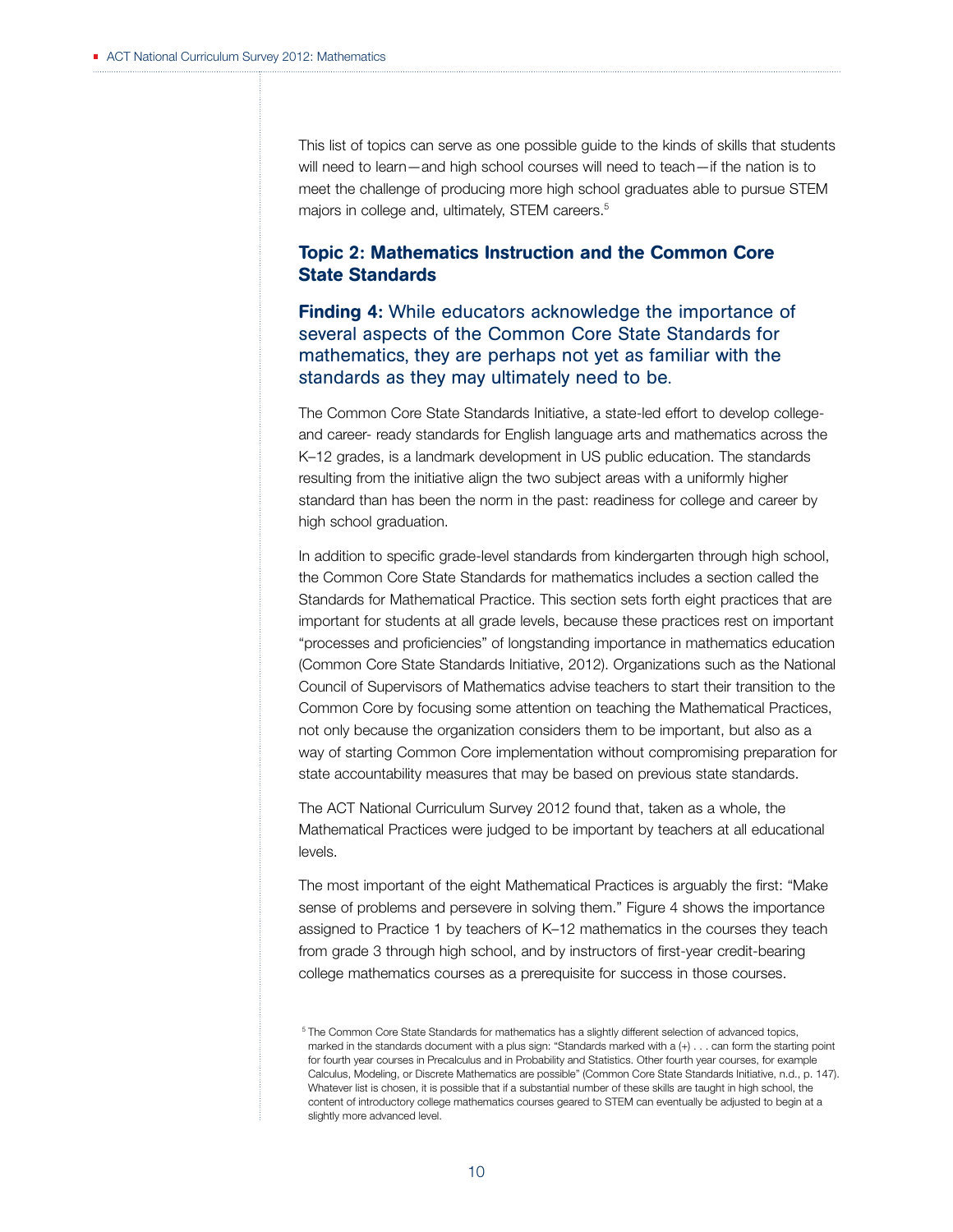This list of topics can serve as one possible guide to the kinds of skills that students will need to learn—and high school courses will need to teach—if the nation is to meet the challenge of producing more high school graduates able to pursue STEM majors in college and, ultimately, STEM careers.[5]

## Topic 2: Mathematics Instruction and the Common Core State Standards

### **Finding 4:** While educators acknowledge the importance of several aspects of the Common Core State Standards for mathematics, they are perhaps not yet as familiar with the standards as they may ultimately need to be.

The Common Core State Standards Initiative, a state-led effort to develop college- and career- ready standards for English language arts and mathematics across the K–12 grades, is a landmark development in US public education. The standards resulting from the initiative align the two subject areas with a uniformly higher standard than has been the norm in the past: readiness for college and career by high school graduation.

In addition to specific grade-level standards from kindergarten through high school, the Common Core State Standards for mathematics includes a section called the Standards for Mathematical Practice. This section sets forth eight practices that are important for students at all grade levels, because these practices rest on important "processes and proficiencies" of longstanding importance in mathematics education (Common Core State Standards Initiative, 2012). Organizations such as the National Council of Supervisors of Mathematics advise teachers to start their transition to the Common Core by focusing some attention on teaching the Mathematical Practices, not only because the organization considers them to be important, but also as a way of starting Common Core implementation without compromising preparation for state accountability measures that may be based on previous state standards.

The ACT National Curriculum Survey 2012 found that, taken as a whole, the Mathematical Practices were judged to be important by teachers at all educational levels.

The most important of the eight Mathematical Practices is arguably the first: "Make sense of problems and persevere in solving them." Figure 4 shows the importance assigned to Practice 1 by teachers of K–12 mathematics in the courses they teach from grade 3 through high school, and by instructors of first-year credit-bearing college mathematics courses as a prerequisite for success in those courses.

[5] The Common Core State Standards for mathematics has a slightly different selection of advanced topics, marked in the standards document with a plus sign: "Standards marked with a (+) . . . can form the starting point for fourth year courses in Precalculus and in Probability and Statistics. Other fourth year courses, for example Calculus, Modeling, or Discrete Mathematics are possible" (Common Core State Standards Initiative, n.d., p. 147). Whatever list is chosen, it is possible that if a substantial number of these skills are taught in high school, the content of introductory college mathematics courses geared to STEM can eventually be adjusted to begin at a slightly more advanced level.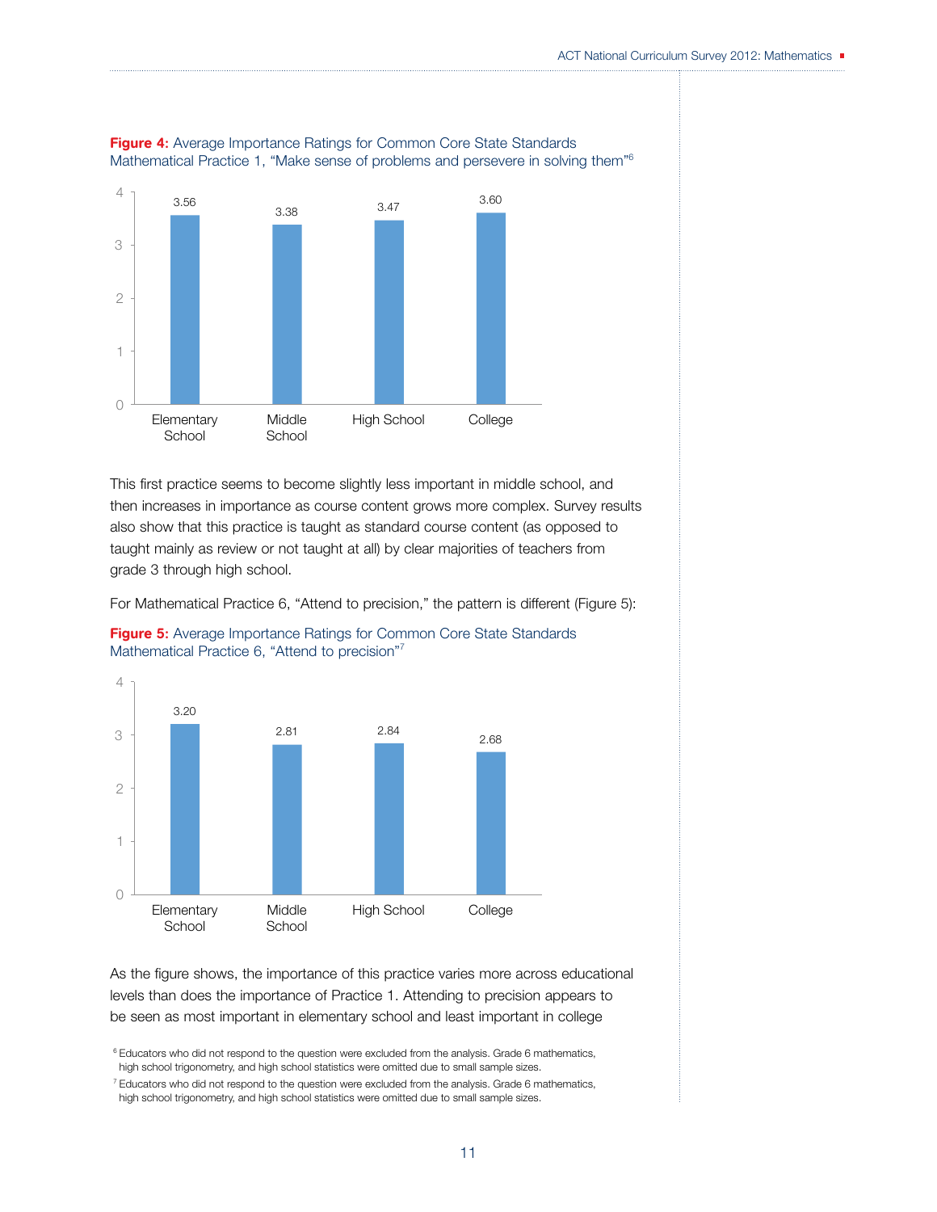**Figure 4:** Average Importance Ratings for Common Core State Standards Mathematical Practice 1, "Make sense of problems and persevere in solving them"[6]

| Level | Average Importance Rating |
| --- | --- |
| Elementary School | 3.56 |
| Middle School | 3.38 |
| High School | 3.47 |
| College | 3.60 |

This first practice seems to become slightly less important in middle school, and then increases in importance as course content grows more complex. Survey results also show that this practice is taught as standard course content (as opposed to taught mainly as review or not taught at all) by clear majorities of teachers from grade 3 through high school.

For Mathematical Practice 6, "Attend to precision," the pattern is different (Figure 5):

**Figure 5:** Average Importance Ratings for Common Core State Standards Mathematical Practice 6, "Attend to precision"[7]

| Level | Average Importance Rating |
| --- | --- |
| Elementary School | 3.20 |
| Middle School | 2.81 |
| High School | 2.84 |
| College | 2.68 |

As the figure shows, the importance of this practice varies more across educational levels than does the importance of Practice 1. Attending to precision appears to be seen as most important in elementary school and least important in college

[6] Educators who did not respond to the question were excluded from the analysis. Grade 6 mathematics, high school trigonometry, and high school statistics were omitted due to small sample sizes.

[7] Educators who did not respond to the question were excluded from the analysis. Grade 6 mathematics, high school trigonometry, and high school statistics were omitted due to small sample sizes.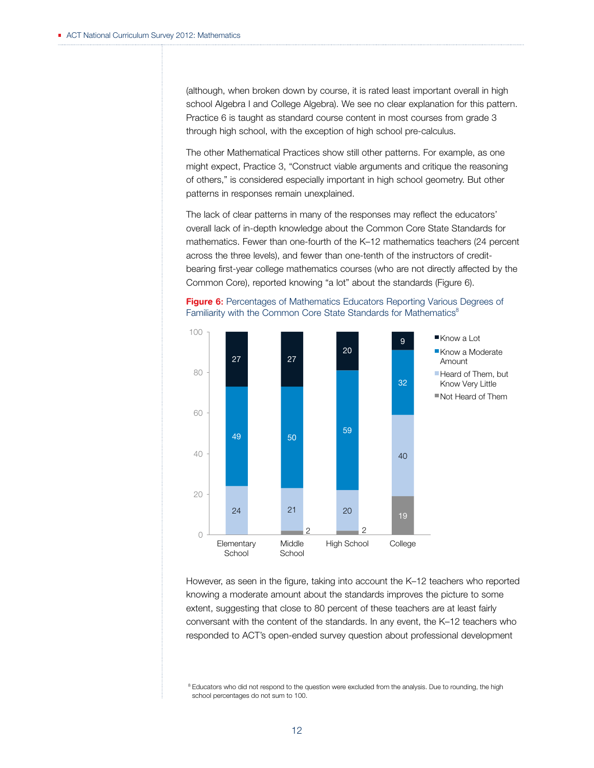(although, when broken down by course, it is rated least important overall in high school Algebra I and College Algebra). We see no clear explanation for this pattern. Practice 6 is taught as standard course content in most courses from grade 3 through high school, with the exception of high school pre-calculus.

The other Mathematical Practices show still other patterns. For example, as one might expect, Practice 3, "Construct viable arguments and critique the reasoning of others," is considered especially important in high school geometry. But other patterns in responses remain unexplained.

The lack of clear patterns in many of the responses may reflect the educators' overall lack of in-depth knowledge about the Common Core State Standards for mathematics. Fewer than one-fourth of the K–12 mathematics teachers (24 percent across the three levels), and fewer than one-tenth of the instructors of credit-bearing first-year college mathematics courses (who are not directly affected by the Common Core), reported knowing "a lot" about the standards (Figure 6).

**Figure 6:** Percentages of Mathematics Educators Reporting Various Degrees of Familiarity with the Common Core State Standards for Mathematics[8]

| | Elementary School | Middle School | High School | College |
|---|---|---|---|---|
| Know a Lot | 27 | 27 | 20 | 9 |
| Know a Moderate Amount | 49 | 50 | 59 | 32 |
| Heard of Them, but Know Very Little | 24 | 21 | 20 | 40 |
| Not Heard of Them | | 2 | 2 | 19 |

However, as seen in the figure, taking into account the K–12 teachers who reported knowing a moderate amount about the standards improves the picture to some extent, suggesting that close to 80 percent of these teachers are at least fairly conversant with the content of the standards. In any event, the K–12 teachers who responded to ACT's open-ended survey question about professional development

[8] Educators who did not respond to the question were excluded from the analysis. Due to rounding, the high school percentages do not sum to 100.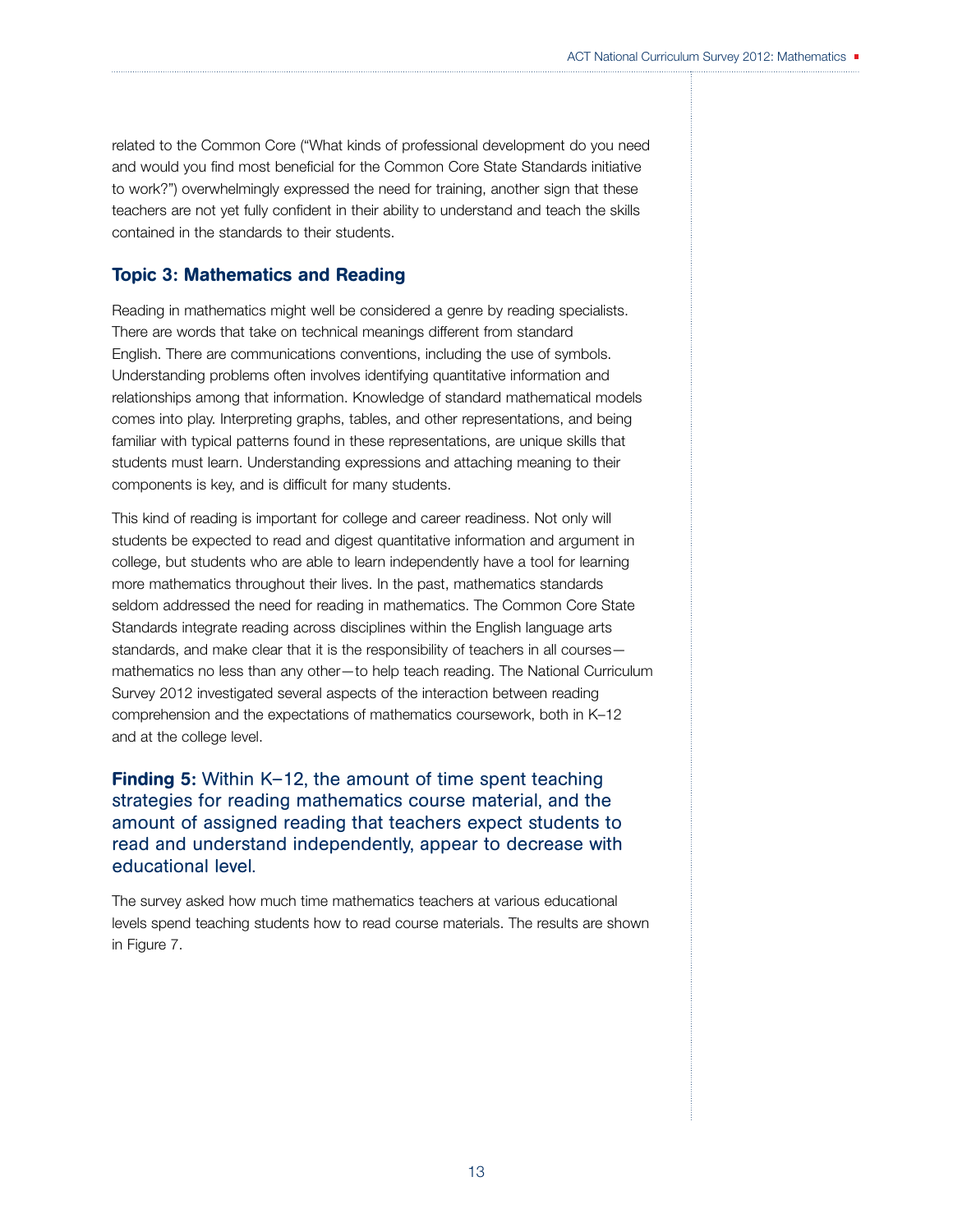related to the Common Core ("What kinds of professional development do you need and would you find most beneficial for the Common Core State Standards initiative to work?") overwhelmingly expressed the need for training, another sign that these teachers are not yet fully confident in their ability to understand and teach the skills contained in the standards to their students.

## Topic 3: Mathematics and Reading

Reading in mathematics might well be considered a genre by reading specialists. There are words that take on technical meanings different from standard English. There are communications conventions, including the use of symbols. Understanding problems often involves identifying quantitative information and relationships among that information. Knowledge of standard mathematical models comes into play. Interpreting graphs, tables, and other representations, and being familiar with typical patterns found in these representations, are unique skills that students must learn. Understanding expressions and attaching meaning to their components is key, and is difficult for many students.

This kind of reading is important for college and career readiness. Not only will students be expected to read and digest quantitative information and argument in college, but students who are able to learn independently have a tool for learning more mathematics throughout their lives. In the past, mathematics standards seldom addressed the need for reading in mathematics. The Common Core State Standards integrate reading across disciplines within the English language arts standards, and make clear that it is the responsibility of teachers in all courses—mathematics no less than any other—to help teach reading. The National Curriculum Survey 2012 investigated several aspects of the interaction between reading comprehension and the expectations of mathematics coursework, both in K–12 and at the college level.

### **Finding 5:** Within K–12, the amount of time spent teaching strategies for reading mathematics course material, and the amount of assigned reading that teachers expect students to read and understand independently, appear to decrease with educational level.

The survey asked how much time mathematics teachers at various educational levels spend teaching students how to read course materials. The results are shown in Figure 7.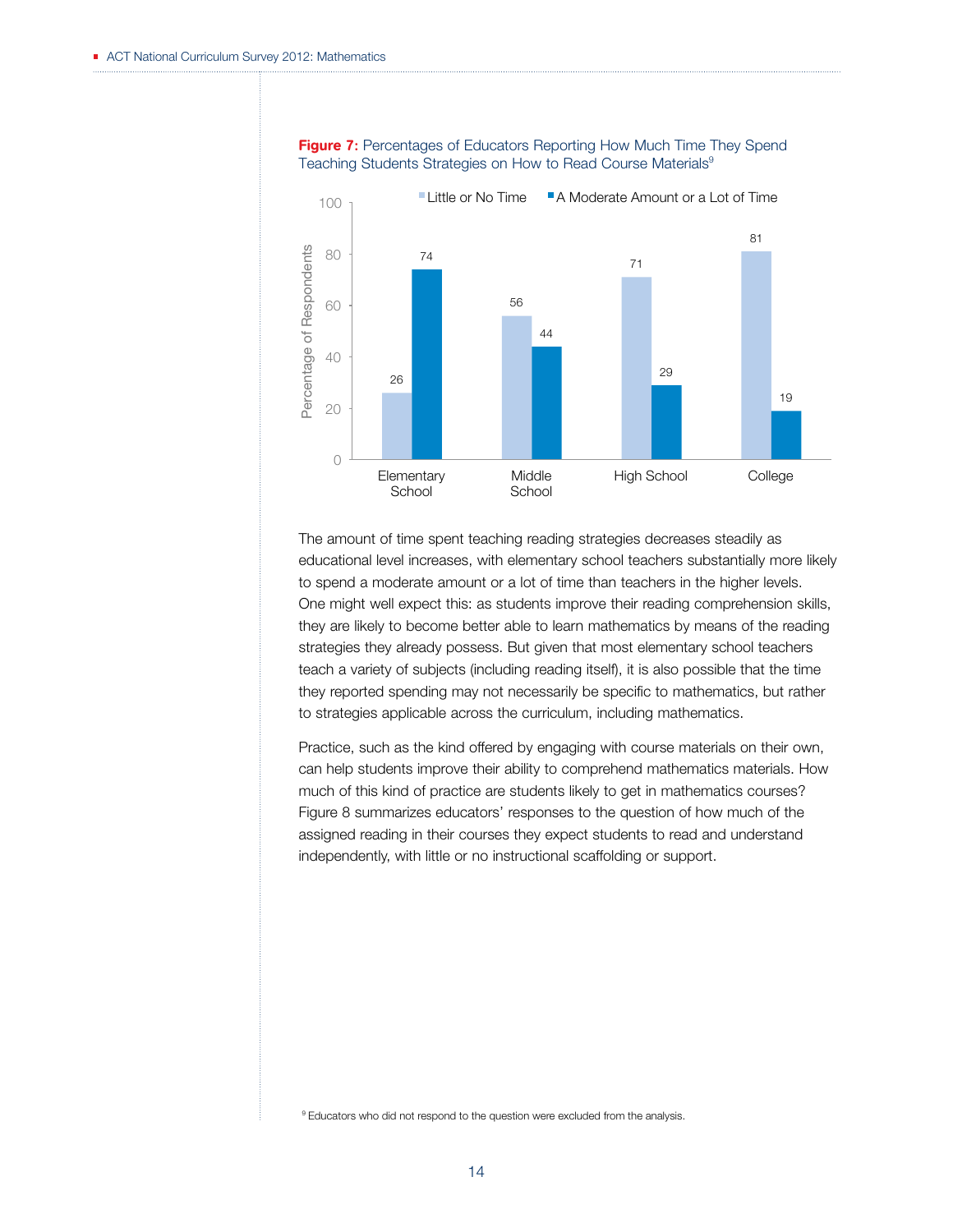**Figure 7:** Percentages of Educators Reporting How Much Time They Spend Teaching Students Strategies on How to Read Course Materials[9]

| | Little or No Time | A Moderate Amount or a Lot of Time |
|---|---|---|
| Elementary School | 26 | 74 |
| Middle School | 56 | 44 |
| High School | 71 | 29 |
| College | 81 | 19 |

The amount of time spent teaching reading strategies decreases steadily as educational level increases, with elementary school teachers substantially more likely to spend a moderate amount or a lot of time than teachers in the higher levels. One might well expect this: as students improve their reading comprehension skills, they are likely to become better able to learn mathematics by means of the reading strategies they already possess. But given that most elementary school teachers teach a variety of subjects (including reading itself), it is also possible that the time they reported spending may not necessarily be specific to mathematics, but rather to strategies applicable across the curriculum, including mathematics.

Practice, such as the kind offered by engaging with course materials on their own, can help students improve their ability to comprehend mathematics materials. How much of this kind of practice are students likely to get in mathematics courses? Figure 8 summarizes educators' responses to the question of how much of the assigned reading in their courses they expect students to read and understand independently, with little or no instructional scaffolding or support.

[9] Educators who did not respond to the question were excluded from the analysis.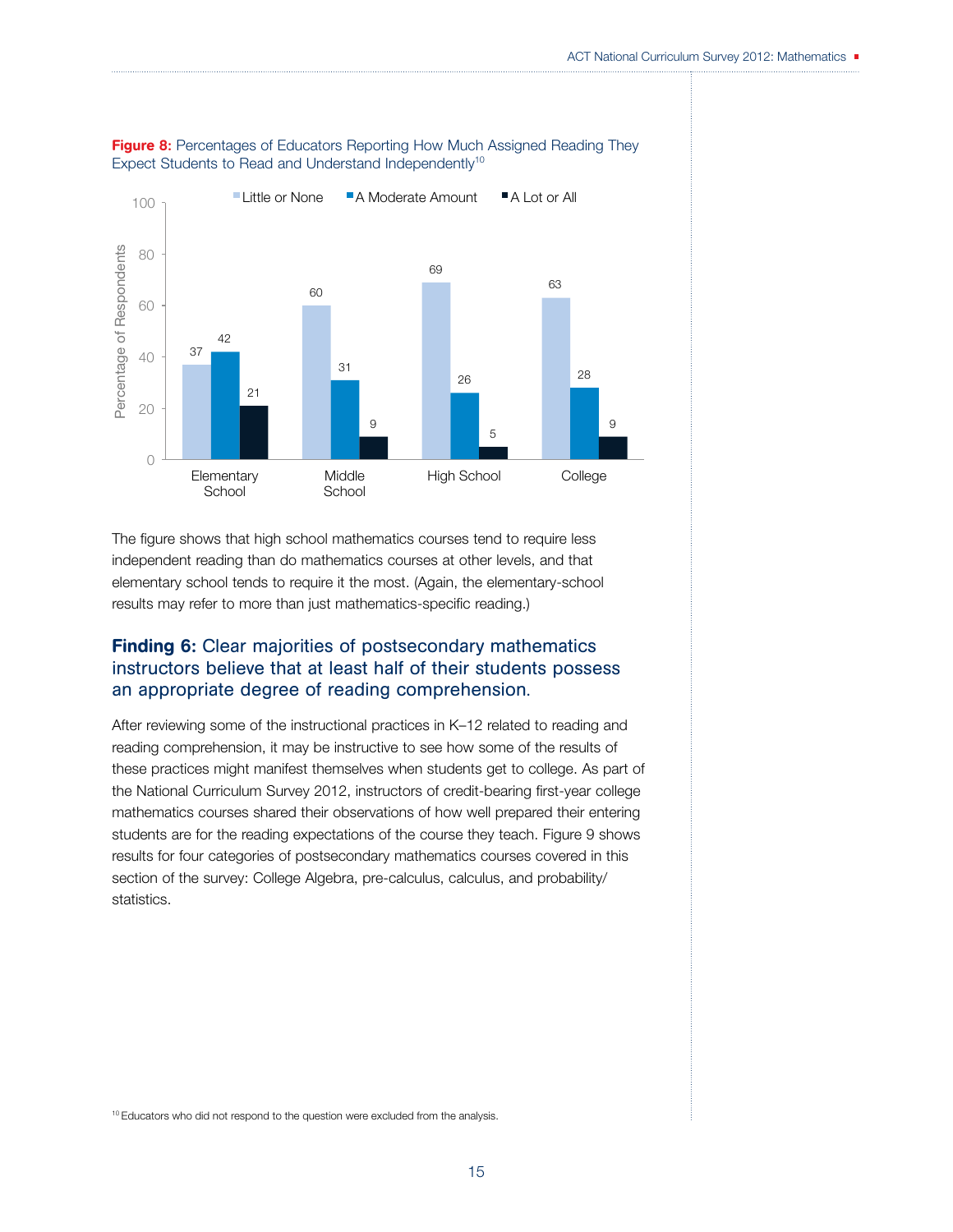**Figure 8:** Percentages of Educators Reporting How Much Assigned Reading They Expect Students to Read and Understand Independently[10]

| | Little or None | A Moderate Amount | A Lot or All |
|---|---|---|---|
| Elementary School | 37 | 42 | 21 |
| Middle School | 60 | 31 | 9 |
| High School | 69 | 26 | 5 |
| College | 63 | 28 | 9 |

The figure shows that high school mathematics courses tend to require less independent reading than do mathematics courses at other levels, and that elementary school tends to require it the most. (Again, the elementary-school results may refer to more than just mathematics-specific reading.)

### **Finding 6:** Clear majorities of postsecondary mathematics instructors believe that at least half of their students possess an appropriate degree of reading comprehension.

After reviewing some of the instructional practices in K–12 related to reading and reading comprehension, it may be instructive to see how some of the results of these practices might manifest themselves when students get to college. As part of the National Curriculum Survey 2012, instructors of credit-bearing first-year college mathematics courses shared their observations of how well prepared their entering students are for the reading expectations of the course they teach. Figure 9 shows results for four categories of postsecondary mathematics courses covered in this section of the survey: College Algebra, pre-calculus, calculus, and probability/statistics.

[10] Educators who did not respond to the question were excluded from the analysis.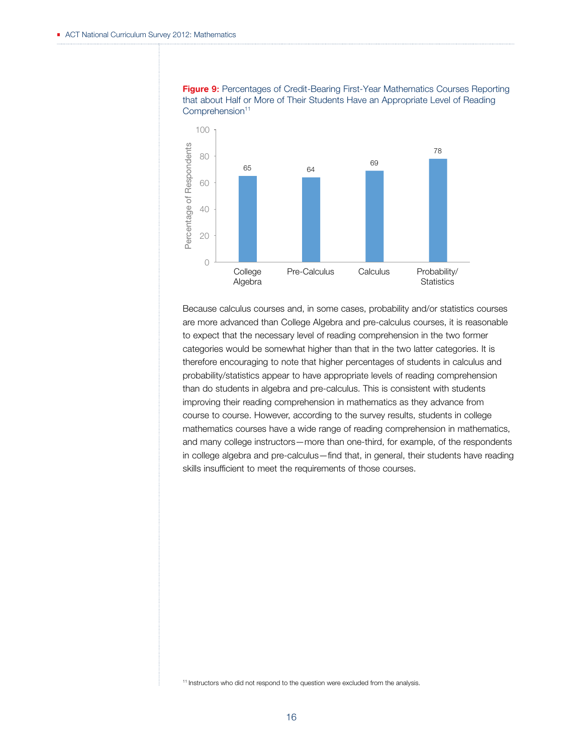**Figure 9:** Percentages of Credit-Bearing First-Year Mathematics Courses Reporting that about Half or More of Their Students Have an Appropriate Level of Reading Comprehension[11]

| Course | Percentage of Respondents |
|---|---|
| College Algebra | 65 |
| Pre-Calculus | 64 |
| Calculus | 69 |
| Probability/Statistics | 78 |

Because calculus courses and, in some cases, probability and/or statistics courses are more advanced than College Algebra and pre-calculus courses, it is reasonable to expect that the necessary level of reading comprehension in the two former categories would be somewhat higher than that in the two latter categories. It is therefore encouraging to note that higher percentages of students in calculus and probability/statistics appear to have appropriate levels of reading comprehension than do students in algebra and pre-calculus. This is consistent with students improving their reading comprehension in mathematics as they advance from course to course. However, according to the survey results, students in college mathematics courses have a wide range of reading comprehension in mathematics, and many college instructors—more than one-third, for example, of the respondents in college algebra and pre-calculus—find that, in general, their students have reading skills insufficient to meet the requirements of those courses.

[11] Instructors who did not respond to the question were excluded from the analysis.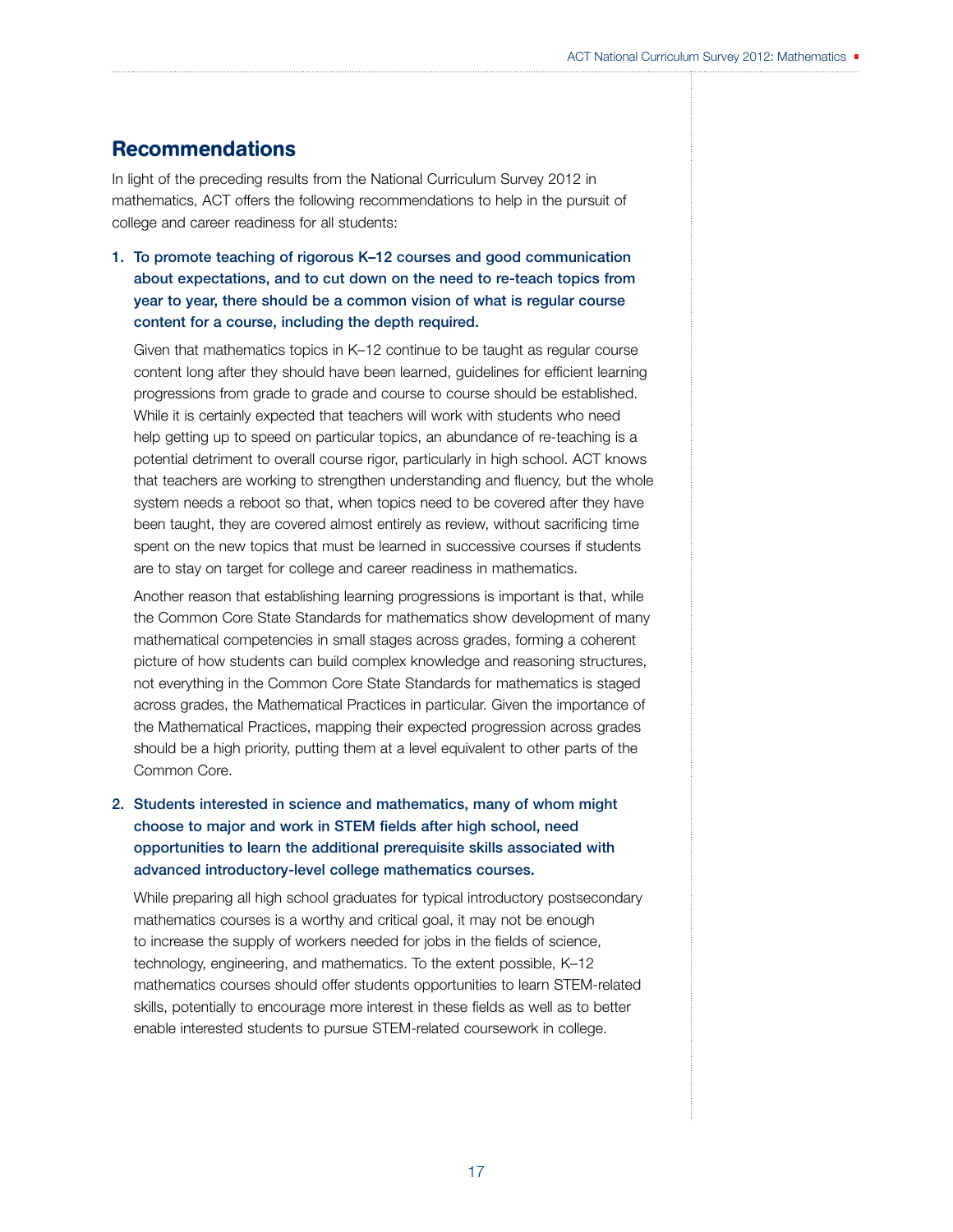## Recommendations

In light of the preceding results from the National Curriculum Survey 2012 in mathematics, ACT offers the following recommendations to help in the pursuit of college and career readiness for all students:

1. **To promote teaching of rigorous K–12 courses and good communication about expectations, and to cut down on the need to re-teach topics from year to year, there should be a common vision of what is regular course content for a course, including the depth required.**

   Given that mathematics topics in K–12 continue to be taught as regular course content long after they should have been learned, guidelines for efficient learning progressions from grade to grade and course to course should be established. While it is certainly expected that teachers will work with students who need help getting up to speed on particular topics, an abundance of re-teaching is a potential detriment to overall course rigor, particularly in high school. ACT knows that teachers are working to strengthen understanding and fluency, but the whole system needs a reboot so that, when topics need to be covered after they have been taught, they are covered almost entirely as review, without sacrificing time spent on the new topics that must be learned in successive courses if students are to stay on target for college and career readiness in mathematics.

   Another reason that establishing learning progressions is important is that, while the Common Core State Standards for mathematics show development of many mathematical competencies in small stages across grades, forming a coherent picture of how students can build complex knowledge and reasoning structures, not everything in the Common Core State Standards for mathematics is staged across grades, the Mathematical Practices in particular. Given the importance of the Mathematical Practices, mapping their expected progression across grades should be a high priority, putting them at a level equivalent to other parts of the Common Core.

2. **Students interested in science and mathematics, many of whom might choose to major and work in STEM fields after high school, need opportunities to learn the additional prerequisite skills associated with advanced introductory-level college mathematics courses.**

   While preparing all high school graduates for typical introductory postsecondary mathematics courses is a worthy and critical goal, it may not be enough to increase the supply of workers needed for jobs in the fields of science, technology, engineering, and mathematics. To the extent possible, K–12 mathematics courses should offer students opportunities to learn STEM-related skills, potentially to encourage more interest in these fields as well as to better enable interested students to pursue STEM-related coursework in college.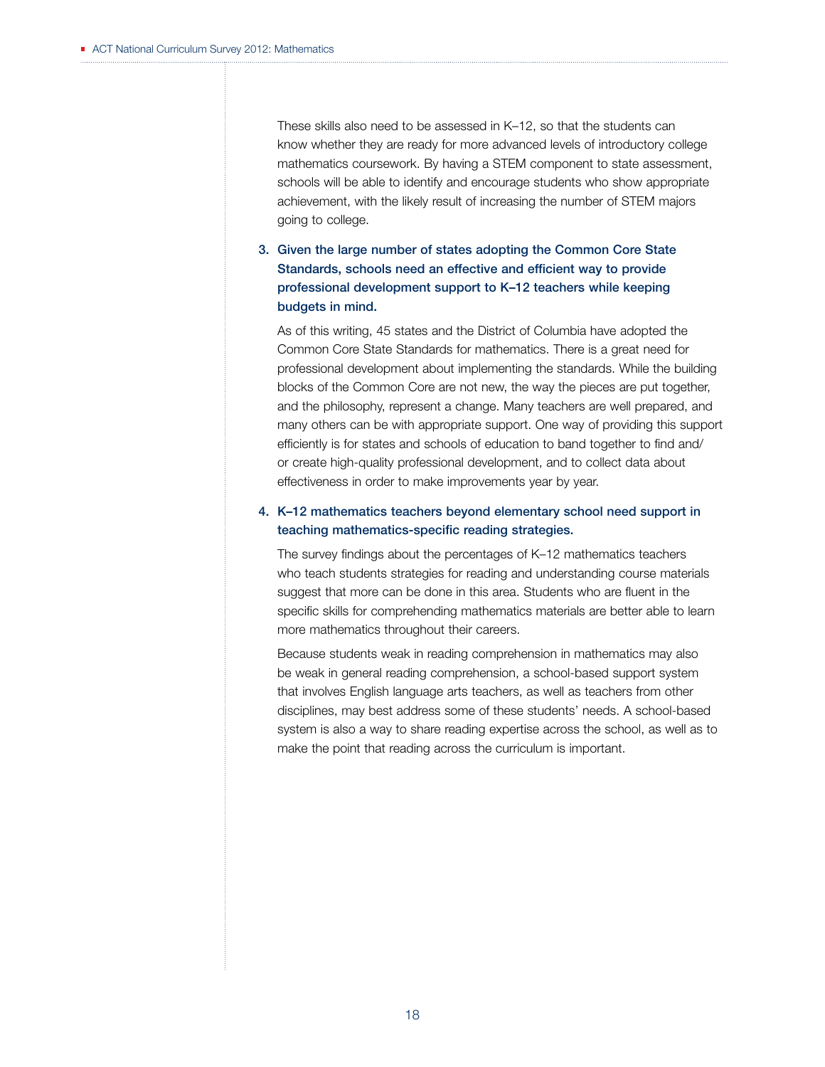These skills also need to be assessed in K–12, so that the students can know whether they are ready for more advanced levels of introductory college mathematics coursework. By having a STEM component to state assessment, schools will be able to identify and encourage students who show appropriate achievement, with the likely result of increasing the number of STEM majors going to college.

3. **Given the large number of states adopting the Common Core State Standards, schools need an effective and efficient way to provide professional development support to K–12 teachers while keeping budgets in mind.**

   As of this writing, 45 states and the District of Columbia have adopted the Common Core State Standards for mathematics. There is a great need for professional development about implementing the standards. While the building blocks of the Common Core are not new, the way the pieces are put together, and the philosophy, represent a change. Many teachers are well prepared, and many others can be with appropriate support. One way of providing this support efficiently is for states and schools of education to band together to find and/or create high-quality professional development, and to collect data about effectiveness in order to make improvements year by year.

4. **K–12 mathematics teachers beyond elementary school need support in teaching mathematics-specific reading strategies.**

   The survey findings about the percentages of K–12 mathematics teachers who teach students strategies for reading and understanding course materials suggest that more can be done in this area. Students who are fluent in the specific skills for comprehending mathematics materials are better able to learn more mathematics throughout their careers.

   Because students weak in reading comprehension in mathematics may also be weak in general reading comprehension, a school-based support system that involves English language arts teachers, as well as teachers from other disciplines, may best address some of these students' needs. A school-based system is also a way to share reading expertise across the school, as well as to make the point that reading across the curriculum is important.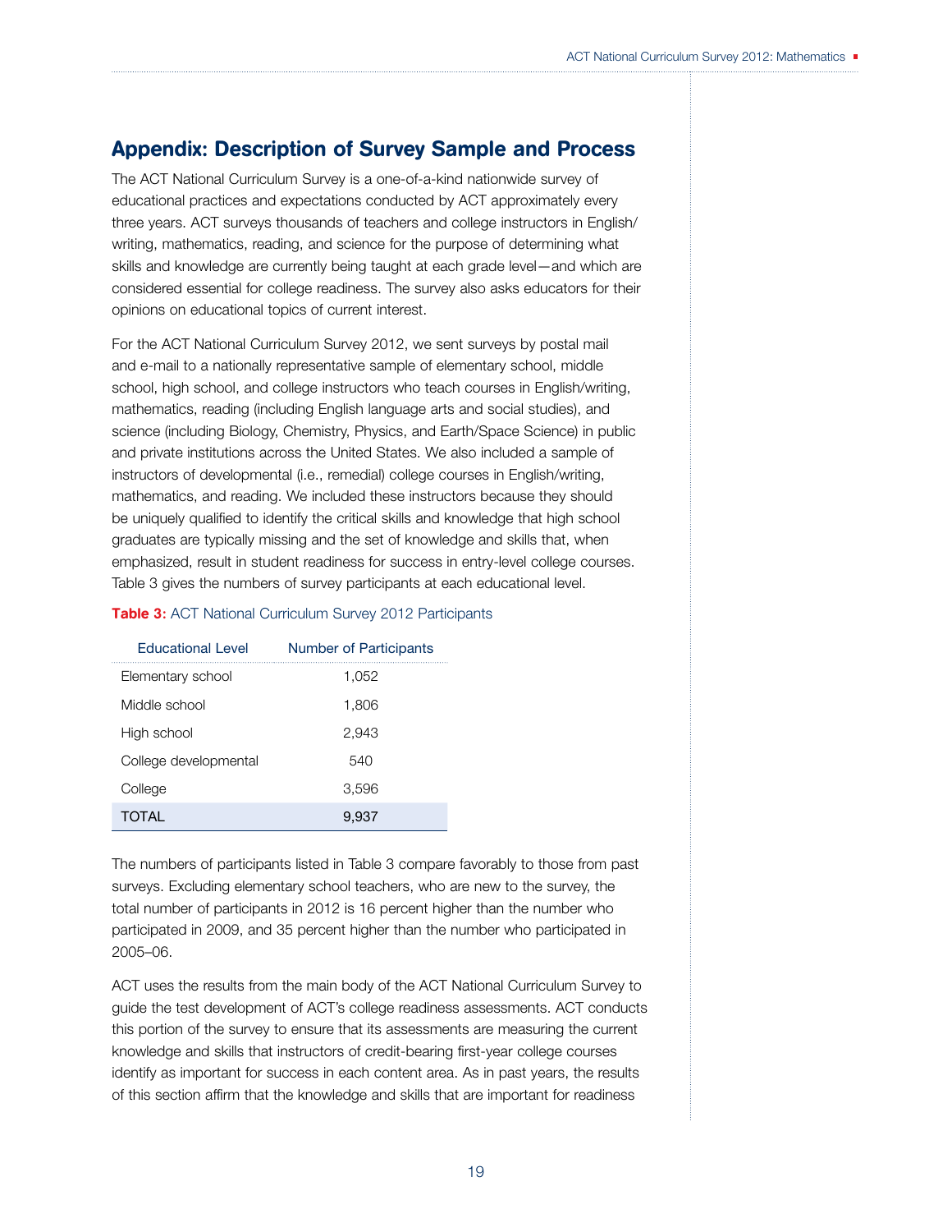## Appendix: Description of Survey Sample and Process

The ACT National Curriculum Survey is a one-of-a-kind nationwide survey of educational practices and expectations conducted by ACT approximately every three years. ACT surveys thousands of teachers and college instructors in English/writing, mathematics, reading, and science for the purpose of determining what skills and knowledge are currently being taught at each grade level—and which are considered essential for college readiness. The survey also asks educators for their opinions on educational topics of current interest.

For the ACT National Curriculum Survey 2012, we sent surveys by postal mail and e-mail to a nationally representative sample of elementary school, middle school, high school, and college instructors who teach courses in English/writing, mathematics, reading (including English language arts and social studies), and science (including Biology, Chemistry, Physics, and Earth/Space Science) in public and private institutions across the United States. We also included a sample of instructors of developmental (i.e., remedial) college courses in English/writing, mathematics, and reading. We included these instructors because they should be uniquely qualified to identify the critical skills and knowledge that high school graduates are typically missing and the set of knowledge and skills that, when emphasized, result in student readiness for success in entry-level college courses. Table 3 gives the numbers of survey participants at each educational level.

**Table 3:** ACT National Curriculum Survey 2012 Participants

| Educational Level | Number of Participants |
|---|---|
| Elementary school | 1,052 |
| Middle school | 1,806 |
| High school | 2,943 |
| College developmental | 540 |
| College | 3,596 |
| TOTAL | 9,937 |

The numbers of participants listed in Table 3 compare favorably to those from past surveys. Excluding elementary school teachers, who are new to the survey, the total number of participants in 2012 is 16 percent higher than the number who participated in 2009, and 35 percent higher than the number who participated in 2005–06.

ACT uses the results from the main body of the ACT National Curriculum Survey to guide the test development of ACT's college readiness assessments. ACT conducts this portion of the survey to ensure that its assessments are measuring the current knowledge and skills that instructors of credit-bearing first-year college courses identify as important for success in each content area. As in past years, the results of this section affirm that the knowledge and skills that are important for readiness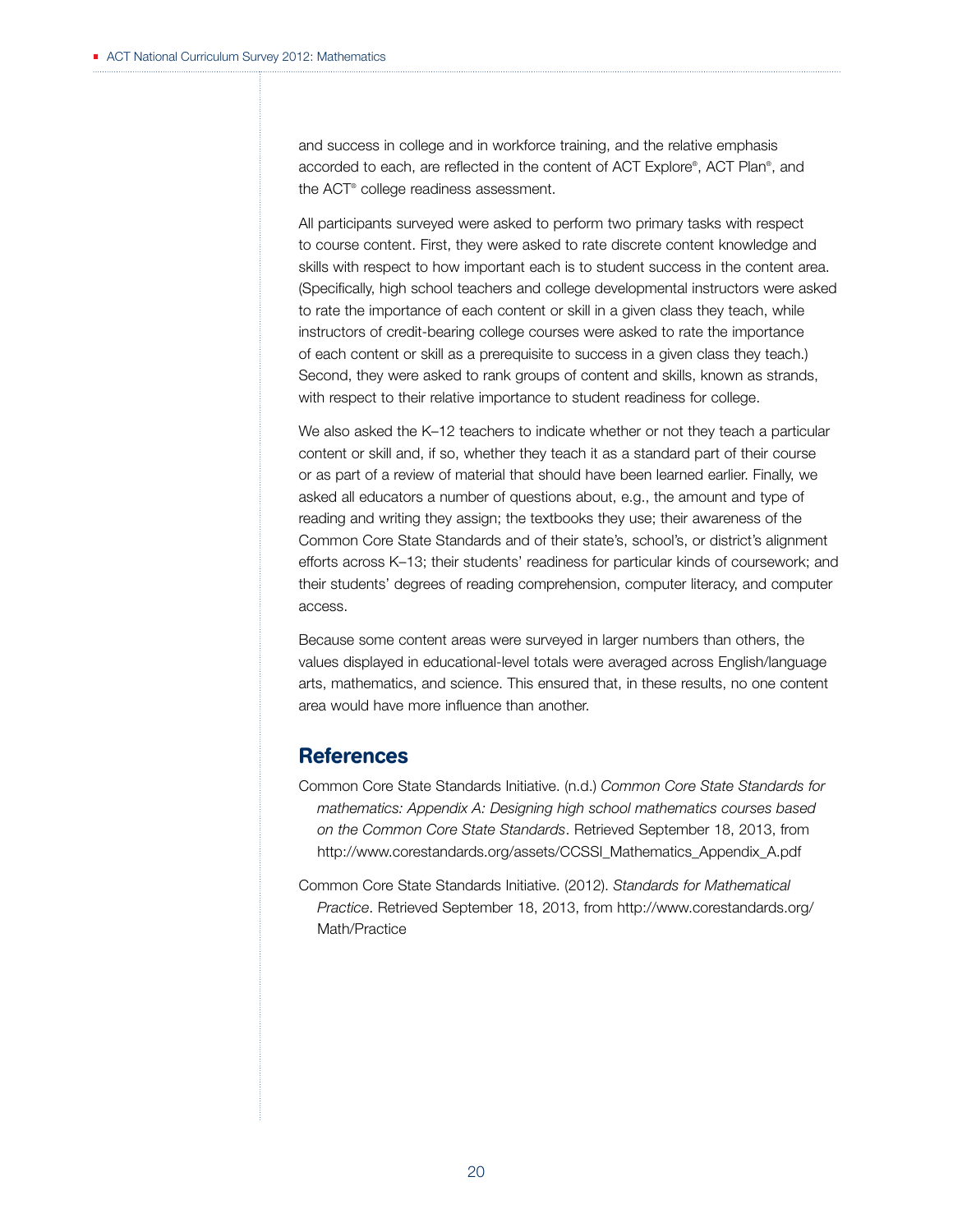and success in college and in workforce training, and the relative emphasis accorded to each, are reflected in the content of ACT Explore®, ACT Plan®, and the ACT® college readiness assessment.

All participants surveyed were asked to perform two primary tasks with respect to course content. First, they were asked to rate discrete content knowledge and skills with respect to how important each is to student success in the content area. (Specifically, high school teachers and college developmental instructors were asked to rate the importance of each content or skill in a given class they teach, while instructors of credit-bearing college courses were asked to rate the importance of each content or skill as a prerequisite to success in a given class they teach.) Second, they were asked to rank groups of content and skills, known as strands, with respect to their relative importance to student readiness for college.

We also asked the K–12 teachers to indicate whether or not they teach a particular content or skill and, if so, whether they teach it as a standard part of their course or as part of a review of material that should have been learned earlier. Finally, we asked all educators a number of questions about, e.g., the amount and type of reading and writing they assign; the textbooks they use; their awareness of the Common Core State Standards and of their state's, school's, or district's alignment efforts across K–13; their students' readiness for particular kinds of coursework; and their students' degrees of reading comprehension, computer literacy, and computer access.

Because some content areas were surveyed in larger numbers than others, the values displayed in educational-level totals were averaged across English/language arts, mathematics, and science. This ensured that, in these results, no one content area would have more influence than another.

## References

Common Core State Standards Initiative. (n.d.) *Common Core State Standards for mathematics: Appendix A: Designing high school mathematics courses based on the Common Core State Standards*. Retrieved September 18, 2013, from http://www.corestandards.org/assets/CCSSI_Mathematics_Appendix_A.pdf

Common Core State Standards Initiative. (2012). *Standards for Mathematical Practice*. Retrieved September 18, 2013, from http://www.corestandards.org/Math/Practice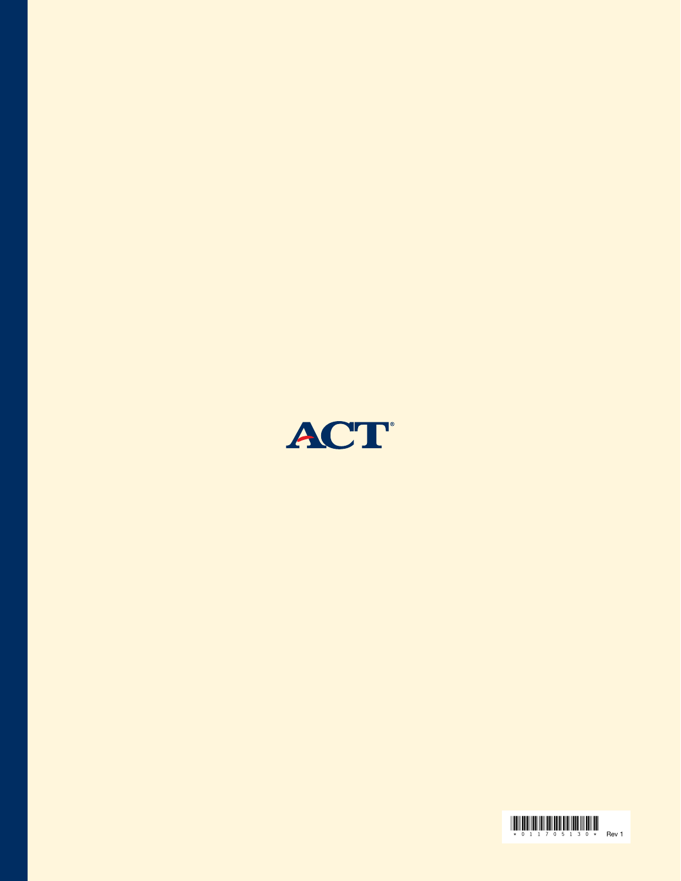ACT®

*011705130* Rev 1